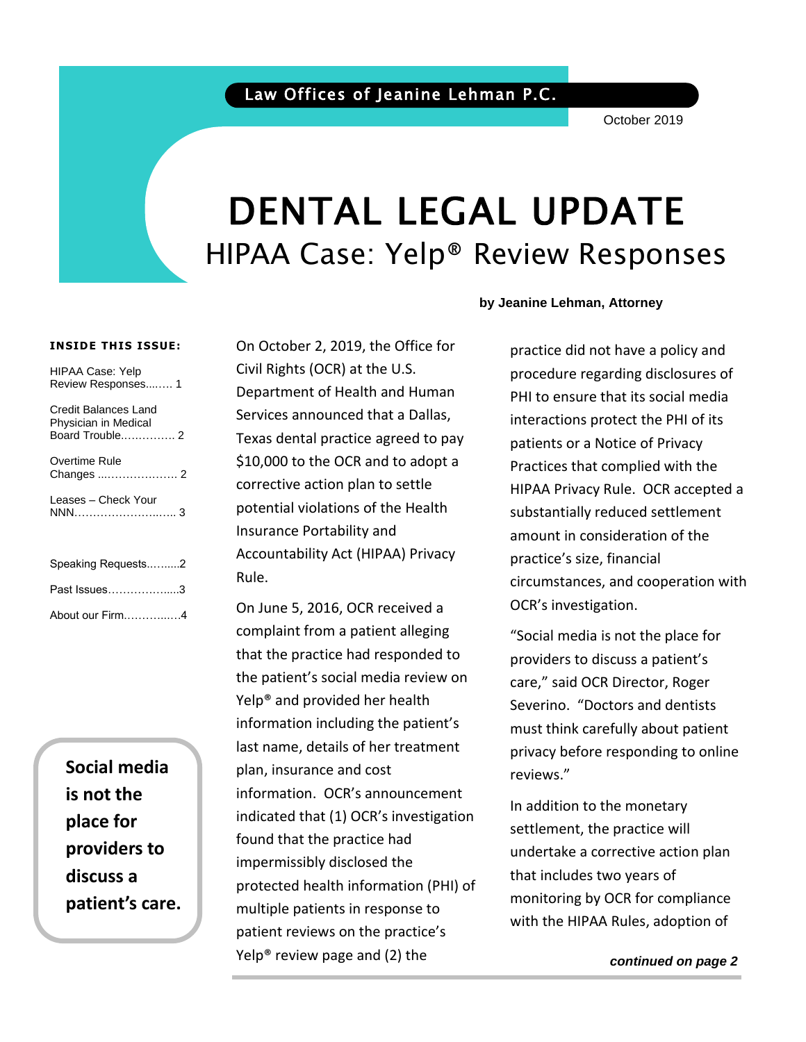Law Offices of Jeanine Lehman P.C.

October 2019

# DENTAL LEGAL UPDATE

## HIPAA Case: Yelp® Review Responses

**by Jeanine Lehman, Attorney**

**INSIDE THIS ISSUE:**

- HIPAA Case: Yelp Review Responses........ 1
- Credit Balances Land Physician in Medical Board Trouble............... 2
- Overtime Rule Changes ...................... 2
- Leases – Check Your NNN.......................... 3
- Speaking Requests..........2
- Past Issues....................3
- About our Firm...............4

On October 2, 2019, the Office for Civil Rights (OCR) at the U.S. Department of Health and Human Services announced that a Dallas, Texas dental practice agreed to pay $10,000 to the OCR and to adopt a corrective action plan to settle potential violations of the Health Insurance Portability and Accountability Act (HIPAA) Privacy Rule.

On June 5, 2016, OCR received a complaint from a patient alleging that the practice had responded to the patient's social media review on Yelp® and provided her health information including the patient's last name, details of her treatment plan, insurance and cost information. OCR's announcement indicated that (1) OCR's investigation found that the practice had impermissibly disclosed the protected health information (PHI) of multiple patients in response to patient reviews on the practice's Yelp® review page and (2) the practice did not have a policy and procedure regarding disclosures of PHI to ensure that its social media interactions protect the PHI of its patients or a Notice of Privacy Practices that complied with the HIPAA Privacy Rule. OCR accepted a substantially reduced settlement amount in consideration of the practice's size, financial circumstances, and cooperation with OCR's investigation.

**Social media is not the place for providers to discuss a patient's care.**

"Social media is not the place for providers to discuss a patient's care," said OCR Director, Roger Severino. "Doctors and dentists must think carefully about patient privacy before responding to online reviews."

In addition to the monetary settlement, the practice will undertake a corrective action plan that includes two years of monitoring by OCR for compliance with the HIPAA Rules, adoption of

***continued on page 2***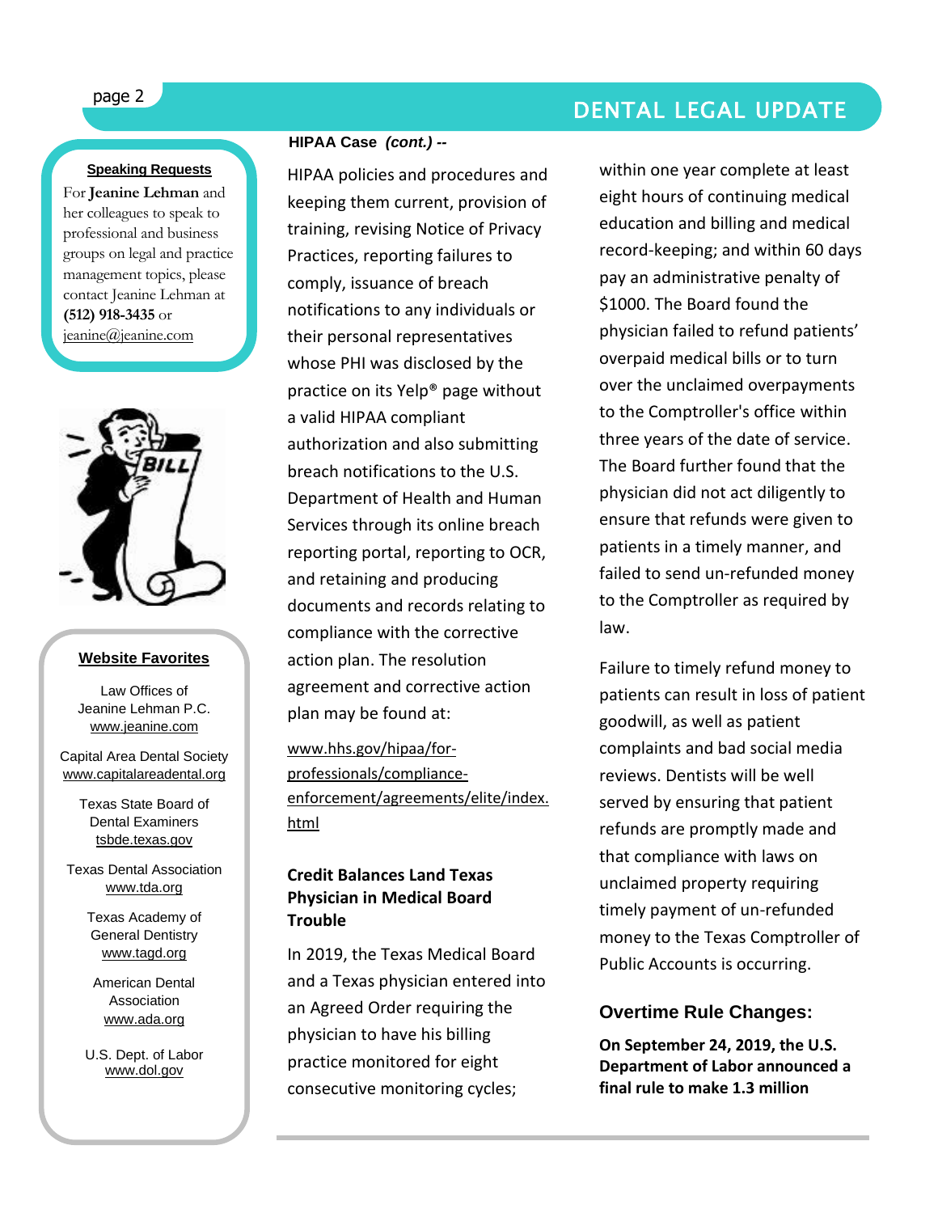**Speaking Requests**

For **Jeanine Lehman** and her colleagues to speak to professional and business groups on legal and practice management topics, please contact Jeanine Lehman at **(512) 918-3435** or jeanine@jeanine.com

**Website Favorites**

Law Offices of Jeanine Lehman P.C.
www.jeanine.com

Capital Area Dental Society
www.capitalareadental.org

Texas State Board of Dental Examiners
tsbde.texas.gov

Texas Dental Association
www.tda.org

Texas Academy of General Dentistry
www.tagd.org

American Dental Association
www.ada.org

U.S. Dept. of Labor
www.dol.gov

**HIPAA Case** ***(cont.)*** **--**

HIPAA policies and procedures and keeping them current, provision of training, revising Notice of Privacy Practices, reporting failures to comply, issuance of breach notifications to any individuals or their personal representatives whose PHI was disclosed by the practice on its Yelp® page without a valid HIPAA compliant authorization and also submitting breach notifications to the U.S. Department of Health and Human Services through its online breach reporting portal, reporting to OCR, and retaining and producing documents and records relating to compliance with the corrective action plan. The resolution agreement and corrective action plan may be found at:

www.hhs.gov/hipaa/for-professionals/compliance-enforcement/agreements/elite/index.html

## Credit Balances Land Texas Physician in Medical Board Trouble

In 2019, the Texas Medical Board and a Texas physician entered into an Agreed Order requiring the physician to have his billing practice monitored for eight consecutive monitoring cycles; within one year complete at least eight hours of continuing medical education and billing and medical record-keeping; and within 60 days pay an administrative penalty of $1000. The Board found the physician failed to refund patients' overpaid medical bills or to turn over the unclaimed overpayments to the Comptroller's office within three years of the date of service. The Board further found that the physician did not act diligently to ensure that refunds were given to patients in a timely manner, and failed to send un-refunded money to the Comptroller as required by law.

Failure to timely refund money to patients can result in loss of patient goodwill, as well as patient complaints and bad social media reviews. Dentists will be well served by ensuring that patient refunds are promptly made and that compliance with laws on unclaimed property requiring timely payment of un-refunded money to the Texas Comptroller of Public Accounts is occurring.

## Overtime Rule Changes:

**On September 24, 2019, the U.S. Department of Labor announced a final rule to make 1.3 million**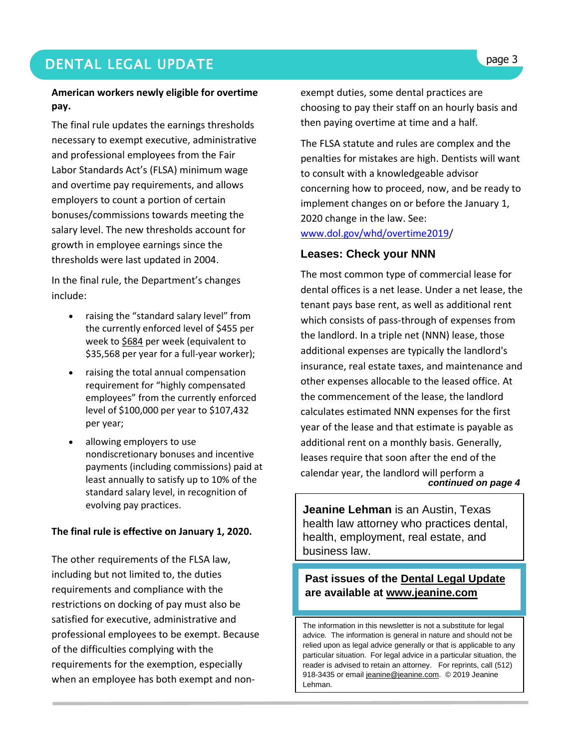**American workers newly eligible for overtime pay.**

The final rule updates the earnings thresholds necessary to exempt executive, administrative and professional employees from the Fair Labor Standards Act's (FLSA) minimum wage and overtime pay requirements, and allows employers to count a portion of certain bonuses/commissions towards meeting the salary level. The new thresholds account for growth in employee earnings since the thresholds were last updated in 2004.

In the final rule, the Department's changes include:

- raising the "standard salary level" from the currently enforced level of $455 per week to $684 per week (equivalent to $35,568 per year for a full-year worker);
- raising the total annual compensation requirement for "highly compensated employees" from the currently enforced level of $100,000 per year to $107,432 per year;
- allowing employers to use nondiscretionary bonuses and incentive payments (including commissions) paid at least annually to satisfy up to 10% of the standard salary level, in recognition of evolving pay practices.

**The final rule is effective on January 1, 2020.**

The other requirements of the FLSA law, including but not limited to, the duties requirements and compliance with the restrictions on docking of pay must also be satisfied for executive, administrative and professional employees to be exempt. Because of the difficulties complying with the requirements for the exemption, especially when an employee has both exempt and non-exempt duties, some dental practices are choosing to pay their staff on an hourly basis and then paying overtime at time and a half.

The FLSA statute and rules are complex and the penalties for mistakes are high. Dentists will want to consult with a knowledgeable advisor concerning how to proceed, now, and be ready to implement changes on or before the January 1, 2020 change in the law. See: www.dol.gov/whd/overtime2019/

## Leases: Check your NNN

The most common type of commercial lease for dental offices is a net lease. Under a net lease, the tenant pays base rent, as well as additional rent which consists of pass-through of expenses from the landlord. In a triple net (NNN) lease, those additional expenses are typically the landlord's insurance, real estate taxes, and maintenance and other expenses allocable to the leased office. At the commencement of the lease, the landlord calculates estimated NNN expenses for the first year of the lease and that estimate is payable as additional rent on a monthly basis. Generally, leases require that soon after the end of the calendar year, the landlord will perform a

***continued on page 4***

**Jeanine Lehman** is an Austin, Texas health law attorney who practices dental, health, employment, real estate, and business law.

**Past issues of the Dental Legal Update are available at www.jeanine.com**

The information in this newsletter is not a substitute for legal advice. The information is general in nature and should not be relied upon as legal advice generally or that is applicable to any particular situation. For legal advice in a particular situation, the reader is advised to retain an attorney. For reprints, call (512) 918-3435 or email jeanine@jeanine.com. © 2019 Jeanine Lehman.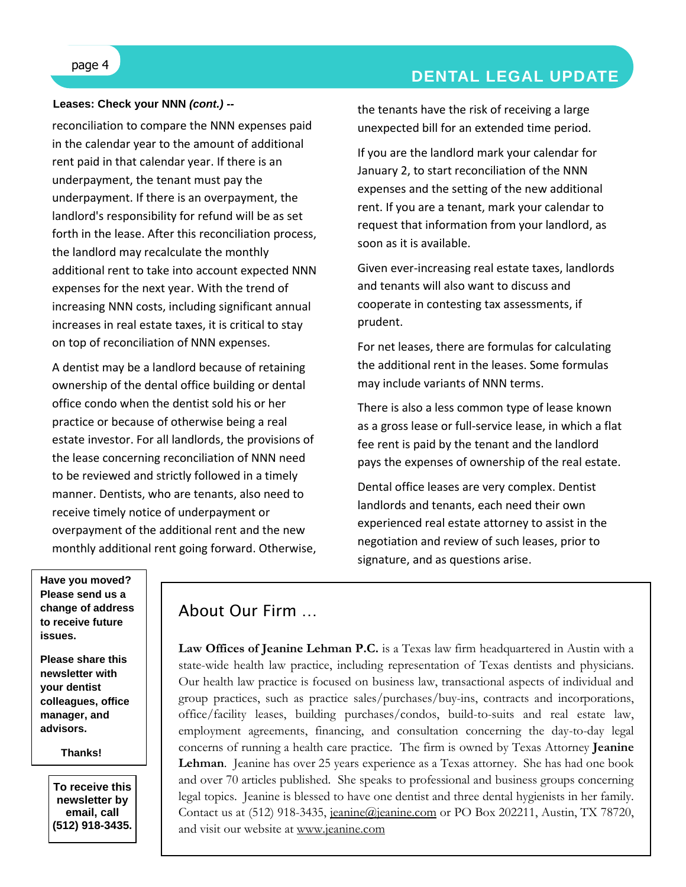**Leases: Check your NNN *(cont.)* --**

reconciliation to compare the NNN expenses paid in the calendar year to the amount of additional rent paid in that calendar year. If there is an underpayment, the tenant must pay the underpayment. If there is an overpayment, the landlord's responsibility for refund will be as set forth in the lease. After this reconciliation process, the landlord may recalculate the monthly additional rent to take into account expected NNN expenses for the next year. With the trend of increasing NNN costs, including significant annual increases in real estate taxes, it is critical to stay on top of reconciliation of NNN expenses.

A dentist may be a landlord because of retaining ownership of the dental office building or dental office condo when the dentist sold his or her practice or because of otherwise being a real estate investor. For all landlords, the provisions of the lease concerning reconciliation of NNN need to be reviewed and strictly followed in a timely manner. Dentists, who are tenants, also need to receive timely notice of underpayment or overpayment of the additional rent and the new monthly additional rent going forward. Otherwise, the tenants have the risk of receiving a large unexpected bill for an extended time period.

If you are the landlord mark your calendar for January 2, to start reconciliation of the NNN expenses and the setting of the new additional rent. If you are a tenant, mark your calendar to request that information from your landlord, as soon as it is available.

Given ever-increasing real estate taxes, landlords and tenants will also want to discuss and cooperate in contesting tax assessments, if prudent.

For net leases, there are formulas for calculating the additional rent in the leases. Some formulas may include variants of NNN terms.

There is also a less common type of lease known as a gross lease or full-service lease, in which a flat fee rent is paid by the tenant and the landlord pays the expenses of ownership of the real estate.

Dental office leases are very complex. Dentist landlords and tenants, each need their own experienced real estate attorney to assist in the negotiation and review of such leases, prior to signature, and as questions arise.

**Have you moved? Please send us a change of address to receive future issues.**

**Please share this newsletter with your dentist colleagues, office manager, and advisors.**

**Thanks!**

**To receive this newsletter by email, call (512) 918-3435.**

## About Our Firm …

**Law Offices of Jeanine Lehman P.C.** is a Texas law firm headquartered in Austin with a state-wide health law practice, including representation of Texas dentists and physicians. Our health law practice is focused on business law, transactional aspects of individual and group practices, such as practice sales/purchases/buy-ins, contracts and incorporations, office/facility leases, building purchases/condos, build-to-suits and real estate law, employment agreements, financing, and consultation concerning the day-to-day legal concerns of running a health care practice. The firm is owned by Texas Attorney **Jeanine Lehman**. Jeanine has over 25 years experience as a Texas attorney. She has had one book and over 70 articles published. She speaks to professional and business groups concerning legal topics. Jeanine is blessed to have one dentist and three dental hygienists in her family. Contact us at (512) 918-3435, jeanine@jeanine.com or PO Box 202211, Austin, TX 78720, and visit our website at www.jeanine.com